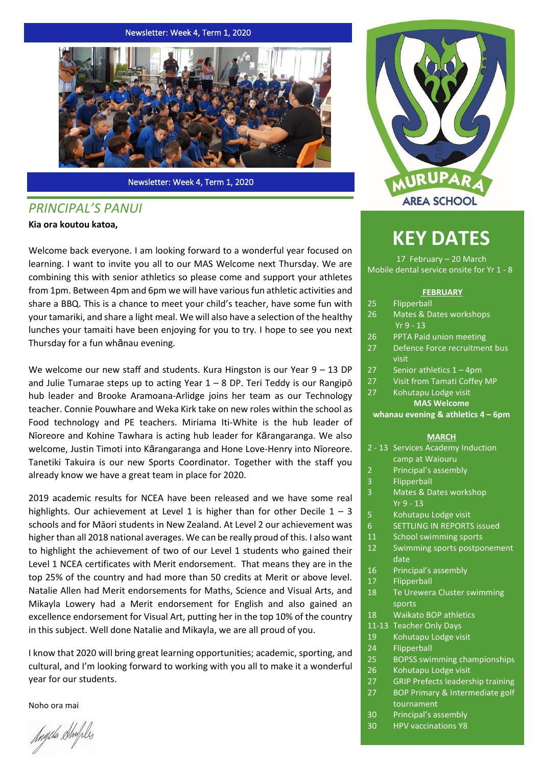Newsletter: Week 4, Term 1, 2020

Newsletter: Week 4, Term 1, 2020

## *PRINCIPAL'S PANUI*

**Kia ora koutou katoa,**

Welcome back everyone. I am looking forward to a wonderful year focused on learning. I want to invite you all to our MAS Welcome next Thursday. We are combining this with senior athletics so please come and support your athletes from 1pm. Between 4pm and 6pm we will have various fun athletic activities and share a BBQ. This is a chance to meet your child's teacher, have some fun with your tamariki, and share a light meal. We will also have a selection of the healthy lunches your tamaiti have been enjoying for you to try. I hope to see you next Thursday for a fun whānau evening.

We welcome our new staff and students. Kura Hingston is our Year 9 – 13 DP and Julie Tumarae steps up to acting Year 1 – 8 DP. Teri Teddy is our Rangipō hub leader and Brooke Aramoana-Arlidge joins her team as our Technology teacher. Connie Pouwhare and Weka Kirk take on new roles within the school as Food technology and PE teachers. Miriama Iti-White is the hub leader of Nīoreore and Kohine Tawhara is acting hub leader for Kārangaranga. We also welcome, Justin Timoti into Kārangaranga and Hone Love-Henry into Nīoreore. Tanetiki Takuira is our new Sports Coordinator. Together with the staff you already know we have a great team in place for 2020.

2019 academic results for NCEA have been released and we have some real highlights. Our achievement at Level 1 is higher than for other Decile 1 – 3 schools and for Māori students in New Zealand. At Level 2 our achievement was higher than all 2018 national averages. We can be really proud of this. I also want to highlight the achievement of two of our Level 1 students who gained their Level 1 NCEA certificates with Merit endorsement. That means they are in the top 25% of the country and had more than 50 credits at Merit or above level. Natalie Allen had Merit endorsements for Maths, Science and Visual Arts, and Mikayla Lowery had a Merit endorsement for English and also gained an excellence endorsement for Visual Art, putting her in the top 10% of the country in this subject. Well done Natalie and Mikayla, we are all proud of you.

I know that 2020 will bring great learning opportunities; academic, sporting, and cultural, and I'm looking forward to working with you all to make it a wonderful year for our students.

Noho ora mai

MURUPARA AREA SCHOOL

# KEY DATES

17 February – 20 March
Mobile dental service onsite for Yr 1 - 8

**FEBRUARY**

| | |
|---|---|
| 25 | Flipperball |
| 26 | Mates & Dates workshops Yr 9 - 13 |
| 26 | PPTA Paid union meeting |
| 27 | Defence Force recruitment bus visit |
| 27 | Senior athletics 1 – 4pm |
| 27 | Visit from Tamati Coffey MP |
| 27 | Kohutapu Lodge visit |

**MAS Welcome whanau evening & athletics 4 – 6pm**

**MARCH**

| | |
|---|---|
| 2 - 13 | Services Academy Induction camp at Waiouru |
| 2 | Principal's assembly |
| 3 | Flipperball |
| 3 | Mates & Dates workshop Yr 9 - 13 |
| 5 | Kohutapu Lodge visit |
| 6 | SETTLING IN REPORTS issued |
| 11 | School swimming sports |
| 12 | Swimming sports postponement date |
| 16 | Principal's assembly |
| 17 | Flipperball |
| 18 | Te Urewera Cluster swimming sports |
| 18 | Waikato BOP athletics |
| 11-13 | Teacher Only Days |
| 19 | Kohutapu Lodge visit |
| 24 | Flipperball |
| 25 | BOPSS swimming championships |
| 26 | Kohutapu Lodge visit |
| 27 | GRIP Prefects leadership training |
| 27 | BOP Primary & Intermediate golf tournament |
| 30 | Principal's assembly |
| 30 | HPV vaccinations Y8 |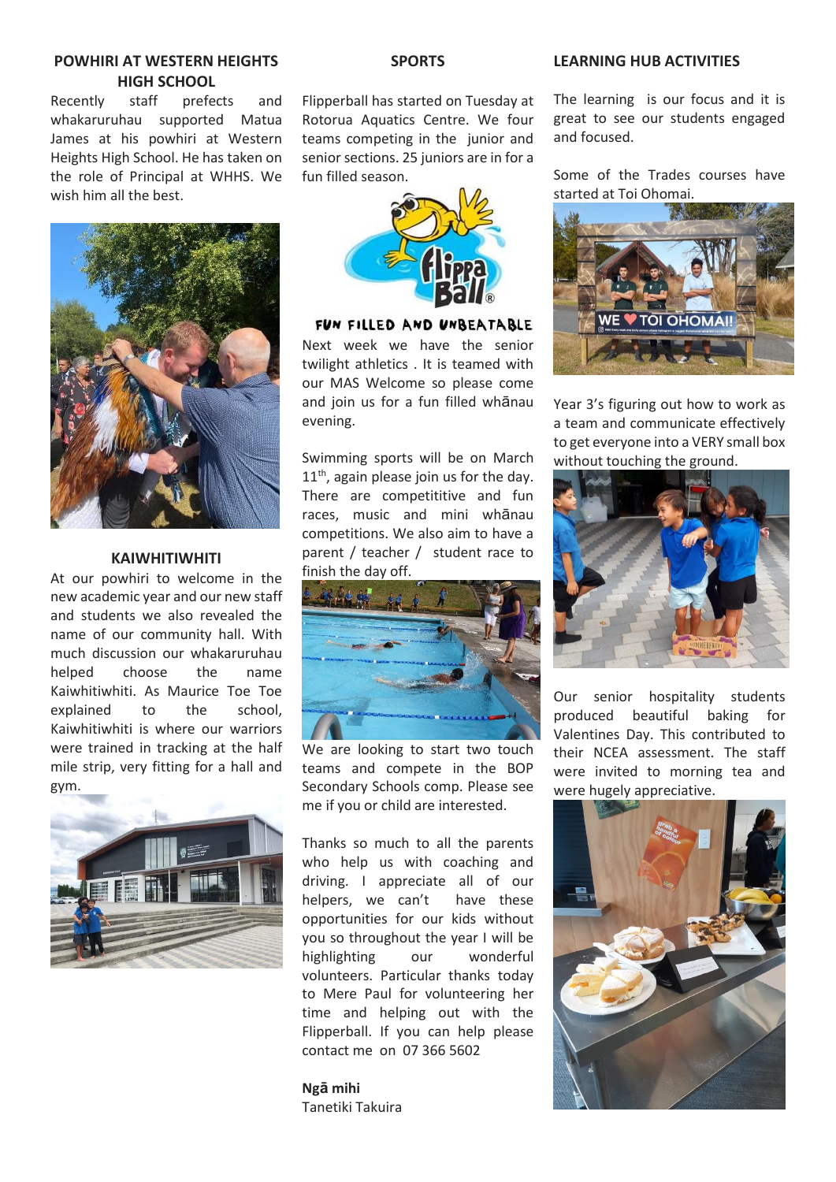## POWHIRI AT WESTERN HEIGHTS HIGH SCHOOL

Recently staff prefects and whakaruruhau supported Matua James at his powhiri at Western Heights High School. He has taken on the role of Principal at WHHS. We wish him all the best.

## KAIWHITIWHITI

At our powhiri to welcome in the new academic year and our new staff and students we also revealed the name of our community hall. With much discussion our whakaruruhau helped choose the name Kaiwhitiwhiti. As Maurice Toe Toe explained to the school, Kaiwhitiwhiti is where our warriors were trained in tracking at the half mile strip, very fitting for a hall and gym.

## SPORTS

Flipperball has started on Tuesday at Rotorua Aquatics Centre. We four teams competing in the junior and senior sections. 25 juniors are in for a fun filled season.

FUN FILLED AND UNBEATABLE

Next week we have the senior twilight athletics . It is teamed with our MAS Welcome so please come and join us for a fun filled whānau evening.

Swimming sports will be on March 11th, again please join us for the day. There are competitive and fun races, music and mini whānau competitions. We also aim to have a parent / teacher / student race to finish the day off.

We are looking to start two touch teams and compete in the BOP Secondary Schools comp. Please see me if you or child are interested.

Thanks so much to all the parents who help us with coaching and driving. I appreciate all of our helpers, we can't have these opportunities for our kids without you so throughout the year I will be highlighting our wonderful volunteers. Particular thanks today to Mere Paul for volunteering her time and helping out with the Flipperball. If you can help please contact me on 07 366 5602

**Ngā mihi**
Tanetiki Takuira

## LEARNING HUB ACTIVITIES

The learning is our focus and it is great to see our students engaged and focused.

Some of the Trades courses have started at Toi Ohomai.

Year 3's figuring out how to work as a team and communicate effectively to get everyone into a VERY small box without touching the ground.

Our senior hospitality students produced beautiful baking for Valentines Day. This contributed to their NCEA assessment. The staff were invited to morning tea and were hugely appreciative.